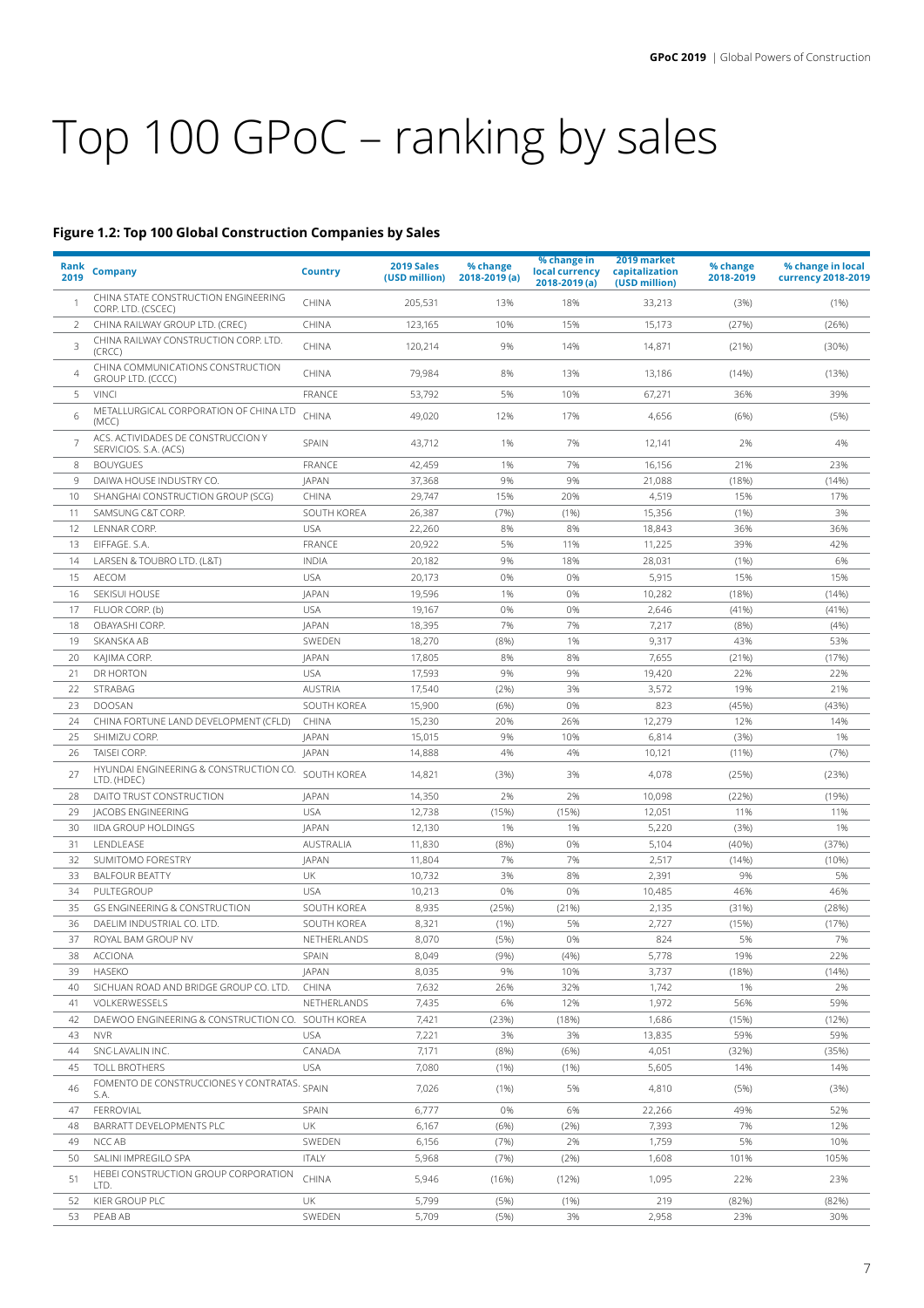# Top 100 GPoC – ranking by sales

**Figure 1.2: Top 100 Global Construction Companies by Sales**

| Rank 2019 | Company | Country | 2019 Sales (USD million) | % change 2018-2019 (a) | % change in local currency 2018-2019 (a) | 2019 market capitalization (USD million) | % change 2018-2019 | % change in local currency 2018-2019 |
|---|---|---|---|---|---|---|---|---|
| 1 | CHINA STATE CONSTRUCTION ENGINEERING CORP. LTD. (CSCEC) | CHINA | 205,531 | 13% | 18% | 33,213 | (3%) | (1%) |
| 2 | CHINA RAILWAY GROUP LTD. (CREC) | CHINA | 123,165 | 10% | 15% | 15,173 | (27%) | (26%) |
| 3 | CHINA RAILWAY CONSTRUCTION CORP. LTD. (CRCC) | CHINA | 120,214 | 9% | 14% | 14,871 | (21%) | (30%) |
| 4 | CHINA COMMUNICATIONS CONSTRUCTION GROUP LTD. (CCCC) | CHINA | 79,984 | 8% | 13% | 13,186 | (14%) | (13%) |
| 5 | VINCI | FRANCE | 53,792 | 5% | 10% | 67,271 | 36% | 39% |
| 6 | METALLURGICAL CORPORATION OF CHINA LTD (MCC) | CHINA | 49,020 | 12% | 17% | 4,656 | (6%) | (5%) |
| 7 | ACS. ACTIVIDADES DE CONSTRUCCION Y SERVICIOS. S.A. (ACS) | SPAIN | 43,712 | 1% | 7% | 12,141 | 2% | 4% |
| 8 | BOUYGUES | FRANCE | 42,459 | 1% | 7% | 16,156 | 21% | 23% |
| 9 | DAIWA HOUSE INDUSTRY CO. | JAPAN | 37,368 | 9% | 9% | 21,088 | (18%) | (14%) |
| 10 | SHANGHAI CONSTRUCTION GROUP (SCG) | CHINA | 29,747 | 15% | 20% | 4,519 | 15% | 17% |
| 11 | SAMSUNG C&T CORP. | SOUTH KOREA | 26,387 | (7%) | (1%) | 15,356 | (1%) | 3% |
| 12 | LENNAR CORP. | USA | 22,260 | 8% | 8% | 18,843 | 36% | 36% |
| 13 | EIFFAGE. S.A. | FRANCE | 20,922 | 5% | 11% | 11,225 | 39% | 42% |
| 14 | LARSEN & TOUBRO LTD. (L&T) | INDIA | 20,182 | 9% | 18% | 28,031 | (1%) | 6% |
| 15 | AECOM | USA | 20,173 | 0% | 0% | 5,915 | 15% | 15% |
| 16 | SEKISUI HOUSE | JAPAN | 19,596 | 1% | 0% | 10,282 | (18%) | (14%) |
| 17 | FLUOR CORP. (b) | USA | 19,167 | 0% | 0% | 2,646 | (41%) | (41%) |
| 18 | OBAYASHI CORP. | JAPAN | 18,395 | 7% | 7% | 7,217 | (8%) | (4%) |
| 19 | SKANSKA AB | SWEDEN | 18,270 | (8%) | 1% | 9,317 | 43% | 53% |
| 20 | KAJIMA CORP. | JAPAN | 17,805 | 8% | 8% | 7,655 | (21%) | (17%) |
| 21 | DR HORTON | USA | 17,593 | 9% | 9% | 19,420 | 22% | 22% |
| 22 | STRABAG | AUSTRIA | 17,540 | (2%) | 3% | 3,572 | 19% | 21% |
| 23 | DOOSAN | SOUTH KOREA | 15,900 | (6%) | 0% | 823 | (45%) | (43%) |
| 24 | CHINA FORTUNE LAND DEVELOPMENT (CFLD) | CHINA | 15,230 | 20% | 26% | 12,279 | 12% | 14% |
| 25 | SHIMIZU CORP. | JAPAN | 15,015 | 9% | 10% | 6,814 | (3%) | 1% |
| 26 | TAISEI CORP. | JAPAN | 14,888 | 4% | 4% | 10,121 | (11%) | (7%) |
| 27 | HYUNDAI ENGINEERING & CONSTRUCTION CO. LTD. (HDEC) | SOUTH KOREA | 14,821 | (3%) | 3% | 4,078 | (25%) | (23%) |
| 28 | DAITO TRUST CONSTRUCTION | JAPAN | 14,350 | 2% | 2% | 10,098 | (22%) | (19%) |
| 29 | JACOBS ENGINEERING | USA | 12,738 | (15%) | (15%) | 12,051 | 11% | 11% |
| 30 | IIDA GROUP HOLDINGS | JAPAN | 12,130 | 1% | 1% | 5,220 | (3%) | 1% |
| 31 | LENDLEASE | AUSTRALIA | 11,830 | (8%) | 0% | 5,104 | (40%) | (37%) |
| 32 | SUMITOMO FORESTRY | JAPAN | 11,804 | 7% | 7% | 2,517 | (14%) | (10%) |
| 33 | BALFOUR BEATTY | UK | 10,732 | 3% | 8% | 2,391 | 9% | 5% |
| 34 | PULTEGROUP | USA | 10,213 | 0% | 0% | 10,485 | 46% | 46% |
| 35 | GS ENGINEERING & CONSTRUCTION | SOUTH KOREA | 8,935 | (25%) | (21%) | 2,135 | (31%) | (28%) |
| 36 | DAELIM INDUSTRIAL CO. LTD. | SOUTH KOREA | 8,321 | (1%) | 5% | 2,727 | (15%) | (17%) |
| 37 | ROYAL BAM GROUP NV | NETHERLANDS | 8,070 | (5%) | 0% | 824 | 5% | 7% |
| 38 | ACCIONA | SPAIN | 8,049 | (9%) | (4%) | 5,778 | 19% | 22% |
| 39 | HASEKO | JAPAN | 8,035 | 9% | 10% | 3,737 | (18%) | (14%) |
| 40 | SICHUAN ROAD AND BRIDGE GROUP CO. LTD. | CHINA | 7,632 | 26% | 32% | 1,742 | 1% | 2% |
| 41 | VOLKERWESSELS | NETHERLANDS | 7,435 | 6% | 12% | 1,972 | 56% | 59% |
| 42 | DAEWOO ENGINEERING & CONSTRUCTION CO. | SOUTH KOREA | 7,421 | (23%) | (18%) | 1,686 | (15%) | (12%) |
| 43 | NVR | USA | 7,221 | 3% | 3% | 13,835 | 59% | 59% |
| 44 | SNC-LAVALIN INC. | CANADA | 7,171 | (8%) | (6%) | 4,051 | (32%) | (35%) |
| 45 | TOLL BROTHERS | USA | 7,080 | (1%) | (1%) | 5,605 | 14% | 14% |
| 46 | FOMENTO DE CONSTRUCCIONES Y CONTRATAS. S.A. | SPAIN | 7,026 | (1%) | 5% | 4,810 | (5%) | (3%) |
| 47 | FERROVIAL | SPAIN | 6,777 | 0% | 6% | 22,266 | 49% | 52% |
| 48 | BARRATT DEVELOPMENTS PLC | UK | 6,167 | (6%) | (2%) | 7,393 | 7% | 12% |
| 49 | NCC AB | SWEDEN | 6,156 | (7%) | 2% | 1,759 | 5% | 10% |
| 50 | SALINI IMPREGILO SPA | ITALY | 5,968 | (7%) | (2%) | 1,608 | 101% | 105% |
| 51 | HEBEI CONSTRUCTION GROUP CORPORATION LTD. | CHINA | 5,946 | (16%) | (12%) | 1,095 | 22% | 23% |
| 52 | KIER GROUP PLC | UK | 5,799 | (5%) | (1%) | 219 | (82%) | (82%) |
| 53 | PEAB AB | SWEDEN | 5,709 | (5%) | 3% | 2,958 | 23% | 30% |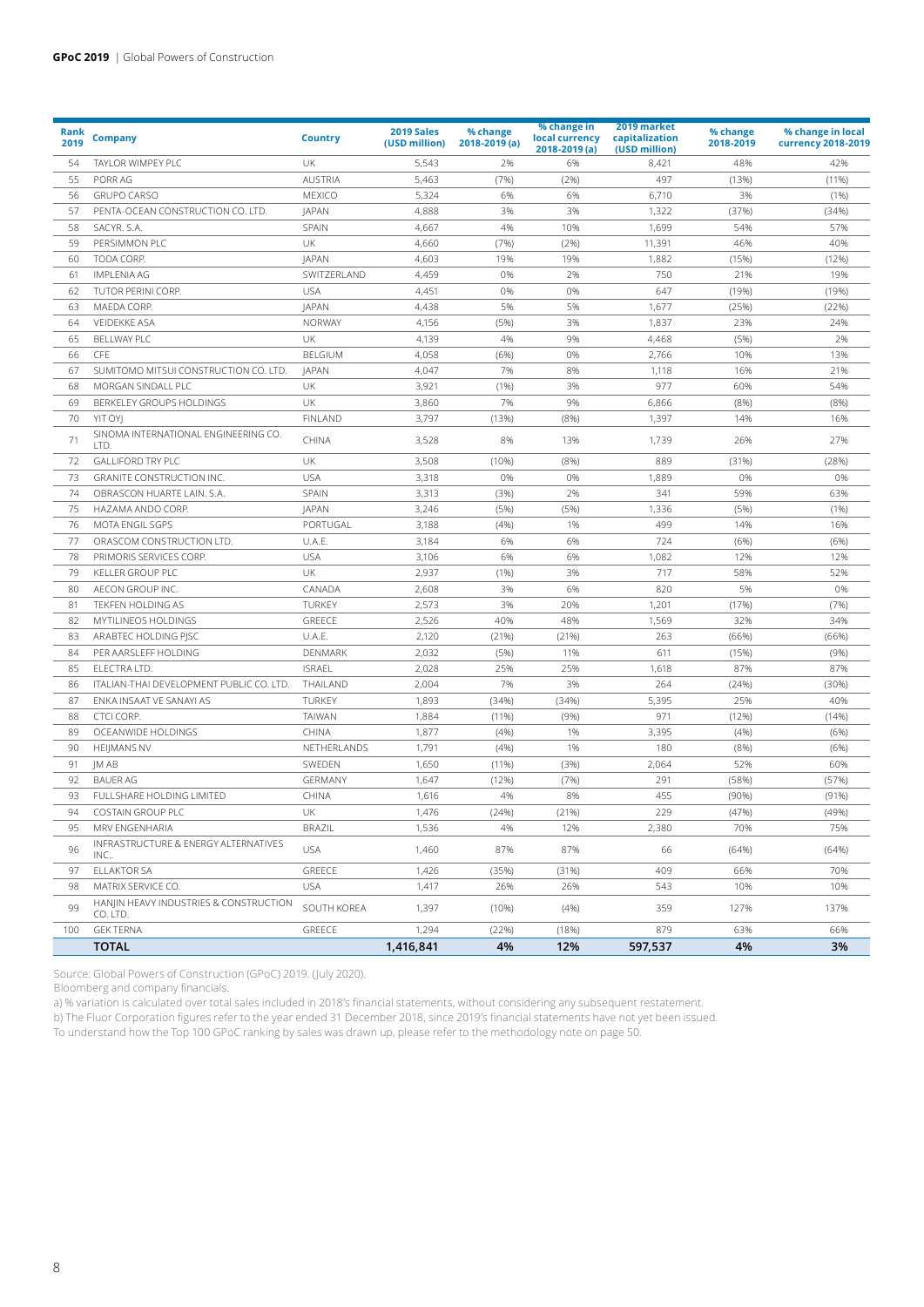| Rank 2019 | Company | Country | 2019 Sales (USD million) | % change 2018-2019 (a) | % change in local currency 2018-2019 (a) | 2019 market capitalization (USD million) | % change 2018-2019 | % change in local currency 2018-2019 |
|---|---|---|---|---|---|---|---|---|
| 54 | TAYLOR WIMPEY PLC | UK | 5,543 | 2% | 6% | 8,421 | 48% | 42% |
| 55 | PORR AG | AUSTRIA | 5,463 | (7%) | (2%) | 497 | (13%) | (11%) |
| 56 | GRUPO CARSO | MEXICO | 5,324 | 6% | 6% | 6,710 | 3% | (1%) |
| 57 | PENTA-OCEAN CONSTRUCTION CO. LTD. | JAPAN | 4,888 | 3% | 3% | 1,322 | (37%) | (34%) |
| 58 | SACYR. S.A. | SPAIN | 4,667 | 4% | 10% | 1,699 | 54% | 57% |
| 59 | PERSIMMON PLC | UK | 4,660 | (7%) | (2%) | 11,391 | 46% | 40% |
| 60 | TODA CORP. | JAPAN | 4,603 | 19% | 19% | 1,882 | (15%) | (12%) |
| 61 | IMPLENIA AG | SWITZERLAND | 4,459 | 0% | 2% | 750 | 21% | 19% |
| 62 | TUTOR PERINI CORP. | USA | 4,451 | 0% | 0% | 647 | (19%) | (19%) |
| 63 | MAEDA CORP. | JAPAN | 4,438 | 5% | 5% | 1,677 | (25%) | (22%) |
| 64 | VEIDEKKE ASA | NORWAY | 4,156 | (5%) | 3% | 1,837 | 23% | 24% |
| 65 | BELLWAY PLC | UK | 4,139 | 4% | 9% | 4,468 | (5%) | 2% |
| 66 | CFE | BELGIUM | 4,058 | (6%) | 0% | 2,766 | 10% | 13% |
| 67 | SUMITOMO MITSUI CONSTRUCTION CO. LTD. | JAPAN | 4,047 | 7% | 8% | 1,118 | 16% | 21% |
| 68 | MORGAN SINDALL PLC | UK | 3,921 | (1%) | 3% | 977 | 60% | 54% |
| 69 | BERKELEY GROUPS HOLDINGS | UK | 3,860 | 7% | 9% | 6,866 | (8%) | (8%) |
| 70 | YIT OYJ | FINLAND | 3,797 | (13%) | (8%) | 1,397 | 14% | 16% |
| 71 | SINOMA INTERNATIONAL ENGINEERING CO. LTD. | CHINA | 3,528 | 8% | 13% | 1,739 | 26% | 27% |
| 72 | GALLIFORD TRY PLC | UK | 3,508 | (10%) | (8%) | 889 | (31%) | (28%) |
| 73 | GRANITE CONSTRUCTION INC. | USA | 3,318 | 0% | 0% | 1,889 | 0% | 0% |
| 74 | OBRASCON HUARTE LAIN. S.A. | SPAIN | 3,313 | (3%) | 2% | 341 | 59% | 63% |
| 75 | HAZAMA ANDO CORP. | JAPAN | 3,246 | (5%) | (5%) | 1,336 | (5%) | (1%) |
| 76 | MOTA ENGIL SGPS | PORTUGAL | 3,188 | (4%) | 1% | 499 | 14% | 16% |
| 77 | ORASCOM CONSTRUCTION LTD. | U.A.E. | 3,184 | 6% | 6% | 724 | (6%) | (6%) |
| 78 | PRIMORIS SERVICES CORP. | USA | 3,106 | 6% | 6% | 1,082 | 12% | 12% |
| 79 | KELLER GROUP PLC | UK | 2,937 | (1%) | 3% | 717 | 58% | 52% |
| 80 | AECON GROUP INC. | CANADA | 2,608 | 3% | 6% | 820 | 5% | 0% |
| 81 | TEKFEN HOLDING AS | TURKEY | 2,573 | 3% | 20% | 1,201 | (17%) | (7%) |
| 82 | MYTILINEOS HOLDINGS | GREECE | 2,526 | 40% | 48% | 1,569 | 32% | 34% |
| 83 | ARABTEC HOLDING PJSC | U.A.E. | 2,120 | (21%) | (21%) | 263 | (66%) | (66%) |
| 84 | PER AARSLEFF HOLDING | DENMARK | 2,032 | (5%) | 11% | 611 | (15%) | (9%) |
| 85 | ELECTRA LTD. | ISRAEL | 2,028 | 25% | 25% | 1,618 | 87% | 87% |
| 86 | ITALIAN-THAI DEVELOPMENT PUBLIC CO. LTD. | THAILAND | 2,004 | 7% | 3% | 264 | (24%) | (30%) |
| 87 | ENKA INSAAT VE SANAYI AS | TURKEY | 1,893 | (34%) | (34%) | 5,395 | 25% | 40% |
| 88 | CTCI CORP. | TAIWAN | 1,884 | (11%) | (9%) | 971 | (12%) | (14%) |
| 89 | OCEANWIDE HOLDINGS | CHINA | 1,877 | (4%) | 1% | 3,395 | (4%) | (6%) |
| 90 | HEIJMANS NV | NETHERLANDS | 1,791 | (4%) | 1% | 180 | (8%) | (6%) |
| 91 | JM AB | SWEDEN | 1,650 | (11%) | (3%) | 2,064 | 52% | 60% |
| 92 | BAUER AG | GERMANY | 1,647 | (12%) | (7%) | 291 | (58%) | (57%) |
| 93 | FULLSHARE HOLDING LIMITED | CHINA | 1,616 | 4% | 8% | 455 | (90%) | (91%) |
| 94 | COSTAIN GROUP PLC | UK | 1,476 | (24%) | (21%) | 229 | (47%) | (49%) |
| 95 | MRV ENGENHARIA | BRAZIL | 1,536 | 4% | 12% | 2,380 | 70% | 75% |
| 96 | INFRASTRUCTURE & ENERGY ALTERNATIVES INC.. | USA | 1,460 | 87% | 87% | 66 | (64%) | (64%) |
| 97 | ELLAKTOR SA | GREECE | 1,426 | (35%) | (31%) | 409 | 66% | 70% |
| 98 | MATRIX SERVICE CO. | USA | 1,417 | 26% | 26% | 543 | 10% | 10% |
| 99 | HANJIN HEAVY INDUSTRIES & CONSTRUCTION CO. LTD. | SOUTH KOREA | 1,397 | (10%) | (4%) | 359 | 127% | 137% |
| 100 | GEK TERNA | GREECE | 1,294 | (22%) | (18%) | 879 | 63% | 66% |
| | **TOTAL** | | **1,416,841** | **4%** | **12%** | **597,537** | **4%** | **3%** |

Source: Global Powers of Construction (GPoC) 2019. (July 2020).
Bloomberg and company financials.
a) % variation is calculated over total sales included in 2018's financial statements, without considering any subsequent restatement.
b) The Fluor Corporation figures refer to the year ended 31 December 2018, since 2019's financial statements have not yet been issued.
To understand how the Top 100 GPoC ranking by sales was drawn up, please refer to the methodology note on page 50.